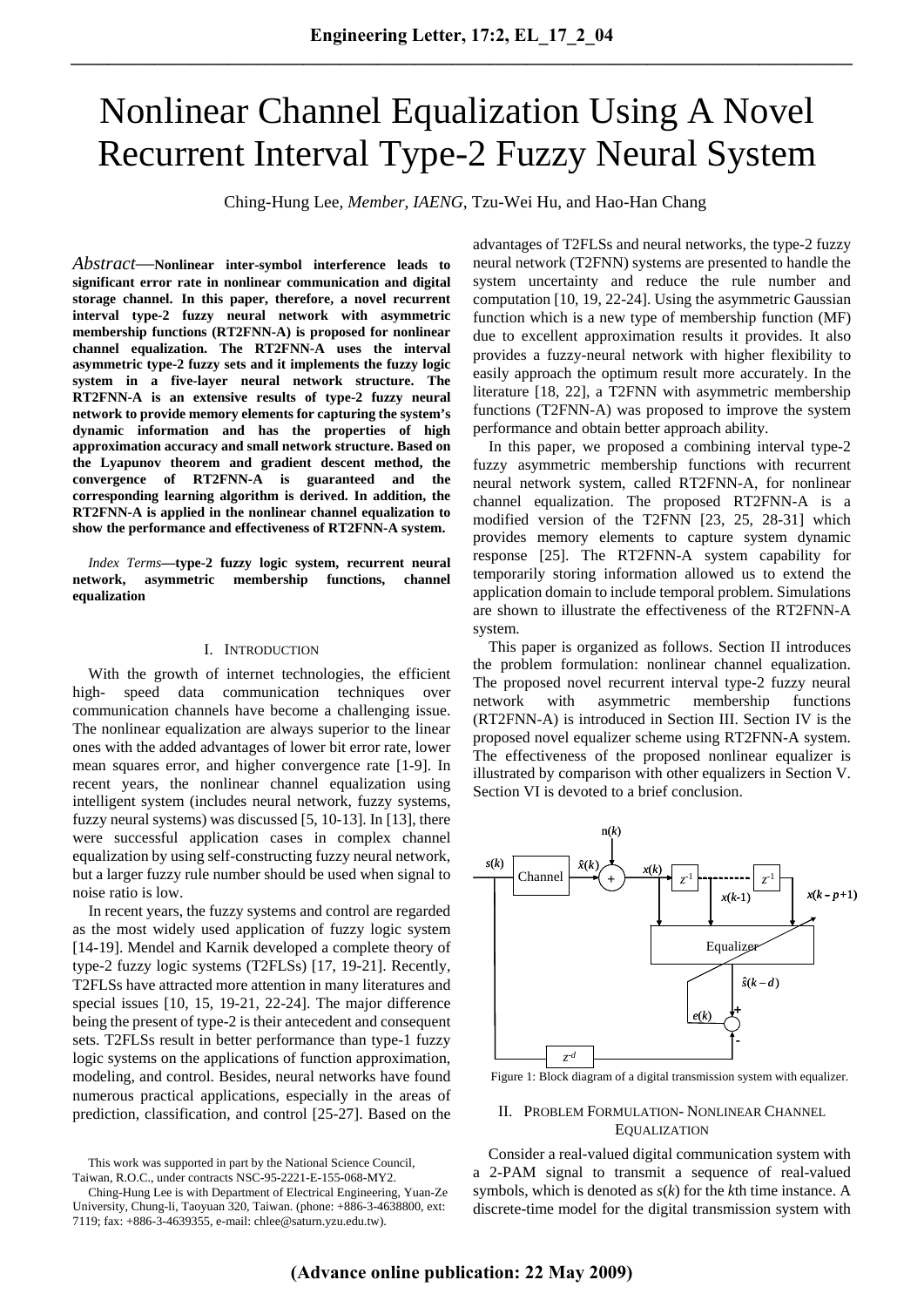# Nonlinear Channel Equalization Using A Novel Recurrent Interval Type-2 Fuzzy Neural System

Ching-Hung Lee, *Member, IAENG*, Tzu-Wei Hu, and Hao-Han Chang

*Abstract*—**Nonlinear inter-symbol interference leads to significant error rate in nonlinear communication and digital storage channel. In this paper, therefore, a novel recurrent interval type-2 fuzzy neural network with asymmetric membership functions (RT2FNN-A) is proposed for nonlinear channel equalization. The RT2FNN-A uses the interval asymmetric type-2 fuzzy sets and it implements the fuzzy logic system in a five-layer neural network structure. The RT2FNN-A is an extensive results of type-2 fuzzy neural network to provide memory elements for capturing the system's dynamic information and has the properties of high approximation accuracy and small network structure. Based on the Lyapunov theorem and gradient descent method, the convergence of RT2FNN-A is guaranteed and the corresponding learning algorithm is derived. In addition, the RT2FNN-A is applied in the nonlinear channel equalization to show the performance and effectiveness of RT2FNN-A system.**

*Index Terms*—**type-2 fuzzy logic system, recurrent neural network, asymmetric membership functions, channel equalization**

## I. Introduction

With the growth of internet technologies, the efficient high- speed data communication techniques over communication channels have become a challenging issue. The nonlinear equalization are always superior to the linear ones with the added advantages of lower bit error rate, lower mean squares error, and higher convergence rate [1-9]. In recent years, the nonlinear channel equalization using intelligent system (includes neural network, fuzzy systems, fuzzy neural systems) was discussed [5, 10-13]. In [13], there were successful application cases in complex channel equalization by using self-constructing fuzzy neural network, but a larger fuzzy rule number should be used when signal to noise ratio is low.

In recent years, the fuzzy systems and control are regarded as the most widely used application of fuzzy logic system [14-19]. Mendel and Karnik developed a complete theory of type-2 fuzzy logic systems (T2FLSs) [17, 19-21]. Recently, T2FLSs have attracted more attention in many literatures and special issues [10, 15, 19-21, 22-24]. The major difference being the present of type-2 is their antecedent and consequent sets. T2FLSs result in better performance than type-1 fuzzy logic systems on the applications of function approximation, modeling, and control. Besides, neural networks have found numerous practical applications, especially in the areas of prediction, classification, and control [25-27]. Based on the advantages of T2FLSs and neural networks, the type-2 fuzzy neural network (T2FNN) systems are presented to handle the system uncertainty and reduce the rule number and computation [10, 19, 22-24]. Using the asymmetric Gaussian function which is a new type of membership function (MF) due to excellent approximation results it provides. It also provides a fuzzy-neural network with higher flexibility to easily approach the optimum result more accurately. In the literature [18, 22], a T2FNN with asymmetric membership functions (T2FNN-A) was proposed to improve the system performance and obtain better approach ability.

In this paper, we proposed a combining interval type-2 fuzzy asymmetric membership functions with recurrent neural network system, called RT2FNN-A, for nonlinear channel equalization. The proposed RT2FNN-A is a modified version of the T2FNN [23, 25, 28-31] which provides memory elements to capture system dynamic response [25]. The RT2FNN-A system capability for temporarily storing information allowed us to extend the application domain to include temporal problem. Simulations are shown to illustrate the effectiveness of the RT2FNN-A system.

This paper is organized as follows. Section II introduces the problem formulation: nonlinear channel equalization. The proposed novel recurrent interval type-2 fuzzy neural network with asymmetric membership functions (RT2FNN-A) is introduced in Section III. Section IV is the proposed novel equalizer scheme using RT2FNN-A system. The effectiveness of the proposed nonlinear equalizer is illustrated by comparison with other equalizers in Section V. Section VI is devoted to a brief conclusion.

Figure 1: Block diagram of a digital transmission system with equalizer.

## II. Problem Formulation- Nonlinear Channel Equalization

Consider a real-valued digital communication system with a 2-PAM signal to transmit a sequence of real-valued symbols, which is denoted as $s(k)$ for the $k$th time instance. A discrete-time model for the digital transmission system with

---

This work was supported in part by the National Science Council, Taiwan, R.O.C., under contracts NSC-95-2221-E-155-068-MY2.

Ching-Hung Lee is with Department of Electrical Engineering, Yuan-Ze University, Chung-li, Taoyuan 320, Taiwan. (phone: +886-3-4638800, ext: 7119; fax: +886-3-4639355, e-mail: chlee@saturn.yzu.edu.tw).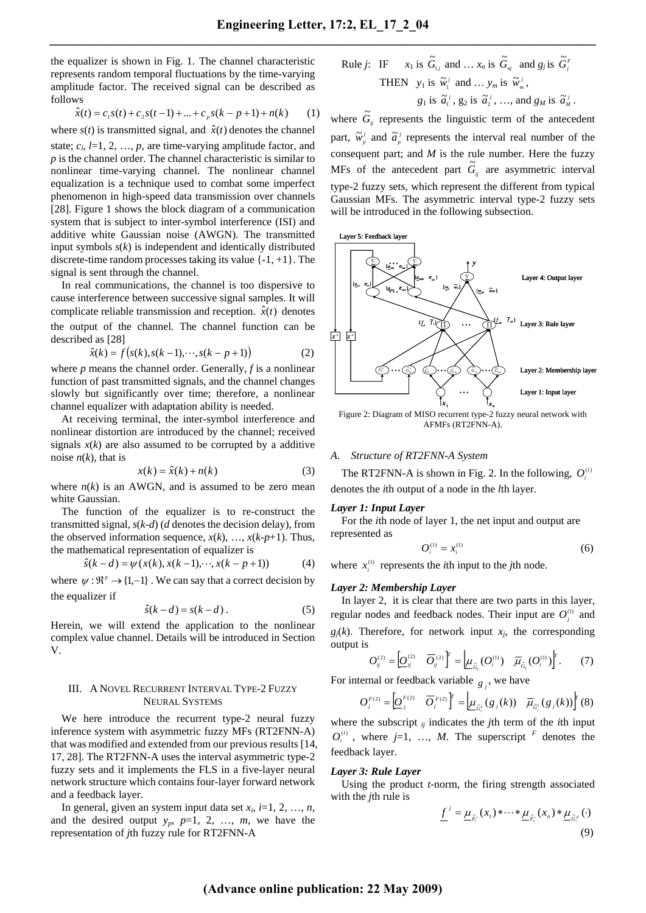the equalizer is shown in Fig. 1. The channel characteristic represents random temporal fluctuations by the time-varying amplitude factor. The received signal can be described as follows

$$\hat{x}(t) = c_1 s(t) + c_2 s(t-1) + ... + c_p s(k-p+1) + n(k) \quad (1)$$

where $s(t)$ is transmitted signal, and $\hat{x}(t)$ denotes the channel state; $c_l$, $l$=1, 2, …, $p$, are time-varying amplitude factor, and $p$ is the channel order. The channel characteristic is similar to nonlinear time-varying channel. The nonlinear channel equalization is a technique used to combat some imperfect phenomenon in high-speed data transmission over channels [28]. Figure 1 shows the block diagram of a communication system that is subject to inter-symbol interference (ISI) and additive white Gaussian noise (AWGN). The transmitted input symbols $s(k)$ is independent and identically distributed discrete-time random processes taking its value {-1, +1}. The signal is sent through the channel.

In real communications, the channel is too dispersive to cause interference between successive signal samples. It will complicate reliable transmission and reception. $\hat{x}(t)$ denotes the output of the channel. The channel function can be described as [28]

$$\hat{x}(k) = f\left(s(k), s(k-1), \cdots, s(k-p+1)\right) \quad (2)$$

where $p$ means the channel order. Generally, $f$ is a nonlinear function of past transmitted signals, and the channel changes slowly but significantly over time; therefore, a nonlinear channel equalizer with adaptation ability is needed.

At receiving terminal, the inter-symbol interference and nonlinear distortion are introduced by the channel; received signals $x(k)$ are also assumed to be corrupted by a additive noise $n(k)$, that is

$$x(k) = \hat{x}(k) + n(k) \quad (3)$$

where $n(k)$ is an AWGN, and is assumed to be zero mean white Gaussian.

The function of the equalizer is to re-construct the transmitted signal, $s(k-d)$ ($d$ denotes the decision delay), from the observed information sequence, $x(k)$, …, $x(k-p+1)$. Thus, the mathematical representation of equalizer is

$$\hat{s}(k-d) = \psi(x(k), x(k-1), \cdots, x(k-p+1)) \quad (4)$$

where $\psi : \Re^p \rightarrow \{1, -1\}$ . We can say that a correct decision by the equalizer if

$$\hat{s}(k-d) = s(k-d) . \quad (5)$$

Herein, we will extend the application to the nonlinear complex value channel. Details will be introduced in Section V.

## III. A Novel Recurrent Interval Type-2 Fuzzy Neural Systems

We here introduce the recurrent type-2 neural fuzzy inference system with asymmetric fuzzy MFs (RT2FNN-A) that was modified and extended from our previous results [14, 17, 28]. The RT2FNN-A uses the interval asymmetric type-2 fuzzy sets and it implements the FLS in a five-layer neural network structure which contains four-layer forward network and a feedback layer.

In general, given an system input data set $x_i$, $i$=1, 2, …, $n$, and the desired output $y_p$, $p$=1, 2, …, $m$, we have the representation of $j$th fuzzy rule for RT2FNN-A

Rule $j$: IF $x_1$ is $\tilde{G}_{1j}$ and … $x_n$ is $\tilde{G}_{nj}$ and $g_j$ is $\tilde{G}_j^F$
THEN $y_1$ is $\tilde{w}_1^j$ and … $y_m$ is $\tilde{w}_m^j$,
$g_1$ is $\tilde{a}_1^j$, $g_2$ is $\tilde{a}_2^j$, …, and $g_M$ is $\tilde{a}_M^j$.

where $\tilde{G}_{ij}$ represents the linguistic term of the antecedent part, $\tilde{w}_p^j$ and $\tilde{a}_p^j$ represents the interval real number of the consequent part; and $M$ is the rule number. Here the fuzzy MFs of the antecedent part $\tilde{G}_{ij}$ are asymmetric interval type-2 fuzzy sets, which represent the different from typical Gaussian MFs. The asymmetric interval type-2 fuzzy sets will be introduced in the following subsection.

Figure 2: Diagram of MISO recurrent type-2 fuzzy neural network with AFMFs (RT2FNN-A).

### A. Structure of RT2FNN-A System

The RT2FNN-A is shown in Fig. 2. In the following, $O_i^{(l)}$ denotes the $i$th output of a node in the $l$th layer.

#### Layer 1: Input Layer

For the $i$th node of layer 1, the net input and output are represented as

$$O_i^{(1)} = x_i^{(1)} \quad (6)$$

where $x_i^{(1)}$ represents the $i$th input to the $j$th node.

#### Layer 2: Membership Layer

In layer 2, it is clear that there are two parts in this layer, regular nodes and feedback nodes. Their input are $O_j^{(1)}$ and $g_j(k)$. Therefore, for network input $x_j$, the corresponding output is

$$O_{ij}^{(2)} = \left[\underline{O}_{ij}^{(2)} \quad \overline{O}_{ij}^{(2)}\right]^T = \left[\underline{\mu}_{\tilde{G}_{ij}}(O_i^{(1)}) \quad \overline{\mu}_{\tilde{G}_{ij}}(O_i^{(1)})\right]^T . \quad (7)$$

For internal or feedback variable $g_j$, we have

$$O_j^{F(2)} = \left[\underline{O}_j^{F(2)} \quad \overline{O}_j^{F(2)}\right]^T = \left[\underline{\mu}_{\tilde{G}_j^F}(g_j(k)) \quad \overline{\mu}_{\tilde{G}_j^F}(g_j(k))\right]^T \quad (8)$$

where the subscript $_{ij}$ indicates the $j$th term of the $i$th input $O_i^{(1)}$, where $j$=1, …, $M$. The superscript $^F$ denotes the feedback layer.

#### Layer 3: Rule Layer

Using the product $t$-norm, the firing strength associated with the $j$th rule is

$$\underline{f}^j = \underline{\mu}_{\tilde{F}_1^j}(x_1) * \cdots * \underline{\mu}_{\tilde{F}_n^j}(x_n) * \underline{\mu}_{\tilde{G}_j^F}(\cdot) \quad (9)$$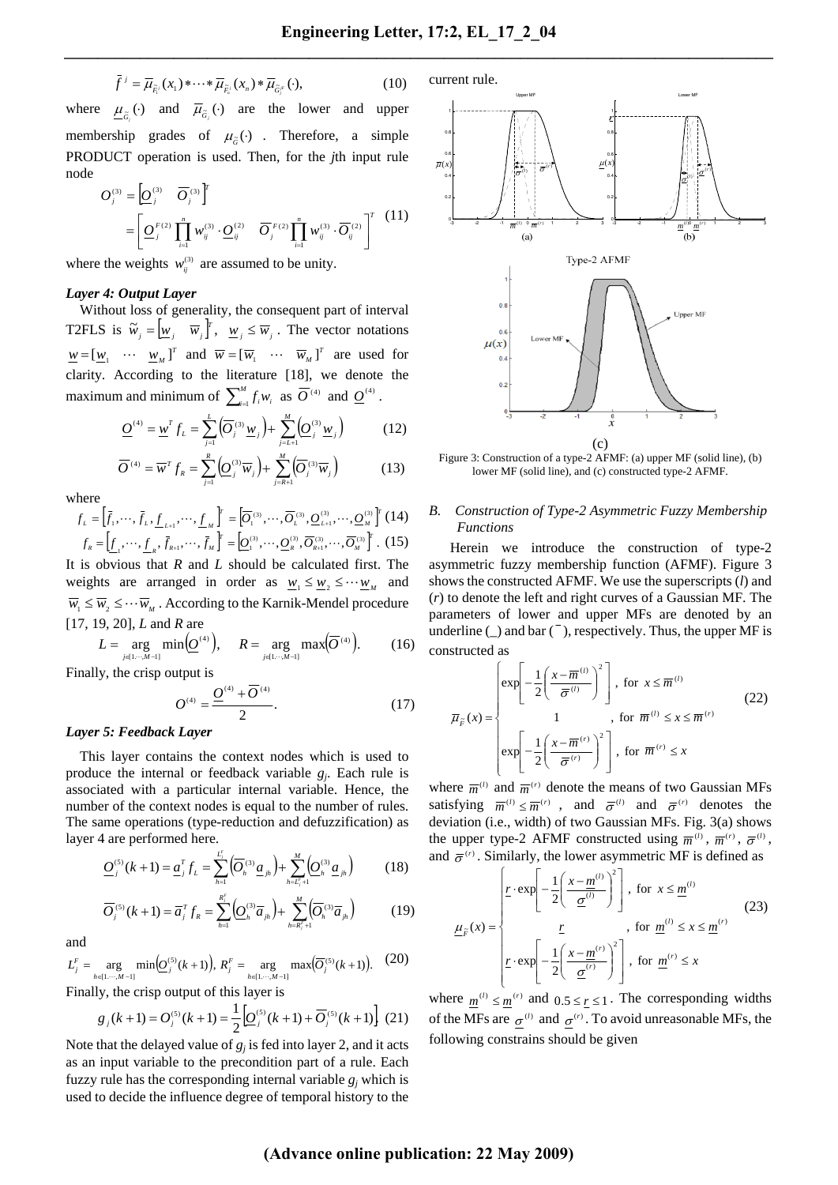$$\bar{f}^{j} = \bar{\mu}_{\tilde{F}_1^j}(x_1) * \cdots * \bar{\mu}_{\tilde{F}_n^j}(x_n) * \bar{\mu}_{\tilde{G}_j^F}(\cdot), \quad (10)$$

where $\underline{\mu}_{\tilde{G}_j}(\cdot)$ and $\bar{\mu}_{\tilde{G}_j}(\cdot)$ are the lower and upper membership grades of $\mu_{\tilde{G}}(\cdot)$. Therefore, a simple PRODUCT operation is used. Then, for the *j*th input rule node

$$O_j^{(3)} = \left[\underline{O}_j^{(3)} \quad \bar{O}_j^{(3)}\right]^T = \left[\underline{O}_j^{F(2)} \prod_{i=1}^{n} w_{ij}^{(3)} \cdot \underline{O}_{ij}^{(2)} \quad \bar{O}_j^{F(2)} \prod_{i=1}^{n} w_{ij}^{(3)} \cdot \bar{O}_{ij}^{(2)}\right]^T \quad (11)$$

where the weights $w_{ij}^{(3)}$ are assumed to be unity.

### *Layer 4: Output Layer*

Without loss of generality, the consequent part of interval T2FLS is $\tilde{w}_j = \left[\underline{w}_j \quad \bar{w}_j\right]^T$, $\underline{w}_j \le \bar{w}_j$. The vector notations $\underline{w} = [\underline{w}_1 \ \cdots \ \underline{w}_M]^T$ and $\bar{w} = [\bar{w}_1 \ \cdots \ \bar{w}_M]^T$ are used for clarity. According to the literature [18], we denote the maximum and minimum of $\sum_{i=1}^{M} f_i w_i$ as $\bar{O}^{(4)}$ and $\underline{O}^{(4)}$.

$$\underline{O}^{(4)} = \underline{w}^T f_L = \sum_{j=1}^{L} \left(\bar{O}_j^{(3)} \underline{w}_j\right) + \sum_{j=L+1}^{M} \left(\underline{O}_j^{(3)} \underline{w}_j\right) \quad (12)$$

$$\bar{O}^{(4)} = \bar{w}^T f_R = \sum_{j=1}^{R} \left(\underline{O}_j^{(3)} \bar{w}_j\right) + \sum_{j=R+1}^{M} \left(\bar{O}_j^{(3)} \bar{w}_j\right) \quad (13)$$

where

$$f_L = \left[\bar{f}_1, \cdots, \bar{f}_L, \underline{f}_{L+1}, \cdots, \underline{f}_M\right]^T = \left[\bar{O}_1^{(3)}, \cdots, \bar{O}_L^{(3)}, \underline{O}_{L+1}^{(3)}, \cdots, \underline{O}_M^{(3)}\right]^T \quad (14)$$

$$f_R = \left[\underline{f}_1, \cdots, \underline{f}_R, \bar{f}_{R+1}, \cdots, \bar{f}_M\right]^T = \left[\underline{O}_1^{(3)}, \cdots, \underline{O}_R^{(3)}, \bar{O}_{R+1}^{(3)}, \cdots, \bar{O}_M^{(3)}\right]^T. \quad (15)$$

It is obvious that *R* and *L* should be calculated first. The weights are arranged in order as $\underline{w}_1 \le \underline{w}_2 \le \cdots \underline{w}_M$ and $\bar{w}_1 \le \bar{w}_2 \le \cdots \bar{w}_M$. According to the Karnik-Mendel procedure [17, 19, 20], *L* and *R* are

$$L = \arg_{j\in[1,\cdots,M-1]} \min\left(\underline{O}^{(4)}\right), \quad R = \arg_{j\in[1,\cdots,M-1]} \max\left(\bar{O}^{(4)}\right). \quad (16)$$

Finally, the crisp output is

$$O^{(4)} = \frac{\underline{O}^{(4)} + \bar{O}^{(4)}}{2}. \quad (17)$$

### *Layer 5: Feedback Layer*

This layer contains the context nodes which is used to produce the internal or feedback variable $g_j$. Each rule is associated with a particular internal variable. Hence, the number of the context nodes is equal to the number of rules. The same operations (type-reduction and defuzzification) as layer 4 are performed here.

$$\underline{O}_j^{(5)}(k+1) = \underline{a}_j^T f_L = \sum_{h=1}^{L_j^F} \left(\bar{O}_h^{(3)} \underline{a}_{jh}\right) + \sum_{h=L_j^F+1}^{M} \left(\underline{O}_h^{(3)} \underline{a}_{jh}\right) \quad (18)$$

$$\bar{O}_j^{(5)}(k+1) = \bar{a}_j^T f_R = \sum_{h=1}^{R_j^F} \left(\underline{O}_h^{(3)} \bar{a}_{jh}\right) + \sum_{h=R_j^F+1}^{M} \left(\bar{O}_h^{(3)} \bar{a}_{jh}\right) \quad (19)$$

and

$$L_j^F = \arg_{h\in[1,\cdots,M-1]} \min\left(\underline{O}_j^{(5)}(k+1)\right),\ R_j^F = \arg_{h\in[1,\cdots,M-1]} \max\left(\bar{O}_j^{(5)}(k+1)\right). \quad (20)$$

Finally, the crisp output of this layer is

$$g_j(k+1) = O_j^{(5)}(k+1) = \frac{1}{2}\left[\underline{O}_j^{(5)}(k+1) + \bar{O}_j^{(5)}(k+1)\right] \quad (21)$$

Note that the delayed value of $g_j$ is fed into layer 2, and it acts as an input variable to the precondition part of a rule. Each fuzzy rule has the corresponding internal variable $g_j$ which is used to decide the influence degree of temporal history to the current rule.

Figure 3: Construction of a type-2 AFMF: (a) upper MF (solid line), (b) lower MF (solid line), and (c) constructed type-2 AFMF.

## *B. Construction of Type-2 Asymmetric Fuzzy Membership Functions*

Herein we introduce the construction of type-2 asymmetric fuzzy membership function (AFMF). Figure 3 shows the constructed AFMF. We use the superscripts (*l*) and (*r*) to denote the left and right curves of a Gaussian MF. The parameters of lower and upper MFs are denoted by an underline (_) and bar (¯), respectively. Thus, the upper MF is constructed as

$$\bar{\mu}_{\tilde{F}}(x) = \begin{cases} \exp\left[-\frac{1}{2}\left(\frac{x-\bar{m}^{(l)}}{\bar{\sigma}^{(l)}}\right)^2\right], & \text{for } x \le \bar{m}^{(l)} \\ 1, & \text{for } \bar{m}^{(l)} \le x \le \bar{m}^{(r)} \\ \exp\left[-\frac{1}{2}\left(\frac{x-\bar{m}^{(r)}}{\bar{\sigma}^{(r)}}\right)^2\right], & \text{for } \bar{m}^{(r)} \le x \end{cases} \quad (22)$$

where $\bar{m}^{(l)}$ and $\bar{m}^{(r)}$ denote the means of two Gaussian MFs satisfying $\bar{m}^{(l)} \le \bar{m}^{(r)}$, and $\bar{\sigma}^{(l)}$ and $\bar{\sigma}^{(r)}$ denotes the deviation (i.e., width) of two Gaussian MFs. Fig. 3(a) shows the upper type-2 AFMF constructed using $\bar{m}^{(l)}$, $\bar{m}^{(r)}$, $\bar{\sigma}^{(l)}$, and $\bar{\sigma}^{(r)}$. Similarly, the lower asymmetric MF is defined as

$$\underline{\mu}_{\tilde{F}}(x) = \begin{cases} \underline{r} \cdot \exp\left[-\frac{1}{2}\left(\frac{x-\underline{m}^{(l)}}{\underline{\sigma}^{(l)}}\right)^2\right], & \text{for } x \le \underline{m}^{(l)} \\ \underline{r}, & \text{for } \underline{m}^{(l)} \le x \le \underline{m}^{(r)} \\ \underline{r} \cdot \exp\left[-\frac{1}{2}\left(\frac{x-\underline{m}^{(r)}}{\underline{\sigma}^{(r)}}\right)^2\right], & \text{for } \underline{m}^{(r)} \le x \end{cases} \quad (23)$$

where $\underline{m}^{(l)} \le \underline{m}^{(r)}$ and $0.5 \le \underline{r} \le 1$. The corresponding widths of the MFs are $\underline{\sigma}^{(l)}$ and $\underline{\sigma}^{(r)}$. To avoid unreasonable MFs, the following constrains should be given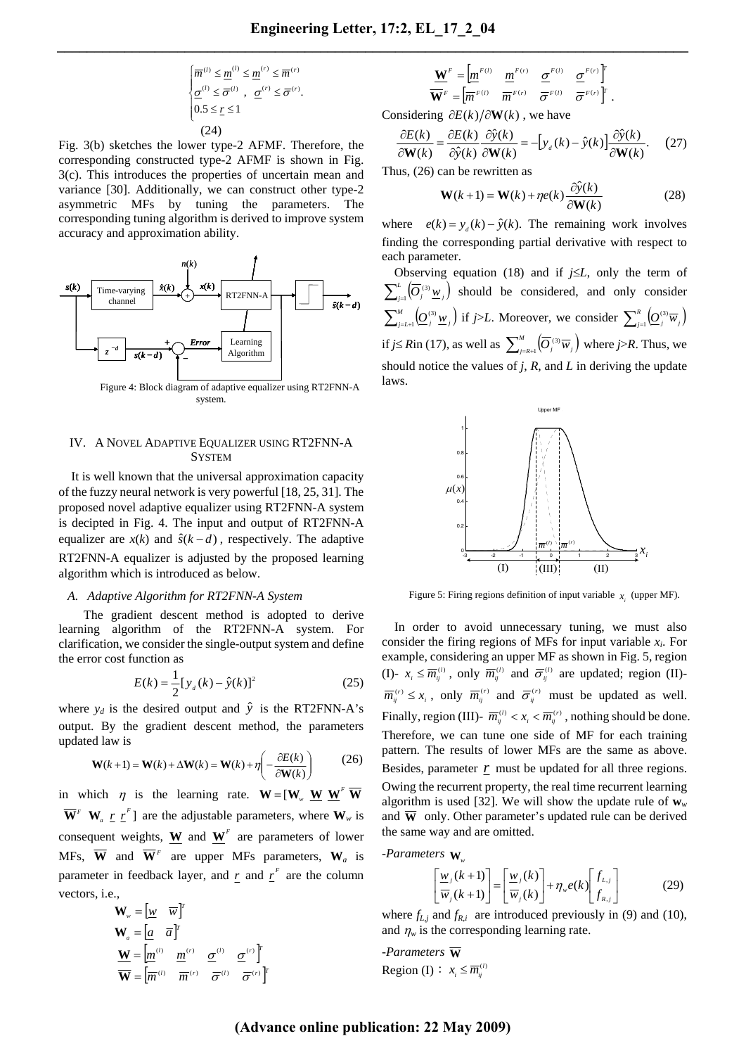$$\begin{cases} \overline{m}^{(l)} \le \underline{m}^{(l)} \le \underline{m}^{(r)} \le \overline{m}^{(r)} \\ \underline{\sigma}^{(l)} \le \overline{\sigma}^{(l)}\ ,\ \underline{\sigma}^{(r)} \le \overline{\sigma}^{(r)}. \\ 0.5 \le \underline{r} \le 1 \end{cases} \tag{24}$$

Fig. 3(b) sketches the lower type-2 AFMF. Therefore, the corresponding constructed type-2 AFMF is shown in Fig. 3(c). This introduces the properties of uncertain mean and variance [30]. Additionally, we can construct other type-2 asymmetric MFs by tuning the parameters. The corresponding tuning algorithm is derived to improve system accuracy and approximation ability.

Figure 4: Block diagram of adaptive equalizer using RT2FNN-A system.

## IV. A Novel Adaptive Equalizer using RT2FNN-A System

It is well known that the universal approximation capacity of the fuzzy neural network is very powerful [18, 25, 31]. The proposed novel adaptive equalizer using RT2FNN-A system is decipted in Fig. 4. The input and output of RT2FNN-A equalizer are $x(k)$ and $\hat{s}(k-d)$, respectively. The adaptive RT2FNN-A equalizer is adjusted by the proposed learning algorithm which is introduced as below.

### A. Adaptive Algorithm for RT2FNN-A System

The gradient descent method is adopted to derive learning algorithm of the RT2FNN-A system. For clarification, we consider the single-output system and define the error cost function as

$$E(k) = \frac{1}{2}[y_d(k) - \hat{y}(k)]^2 \tag{25}$$

where $y_d$ is the desired output and $\hat{y}$ is the RT2FNN-A's output. By the gradient descent method, the parameters updated law is

$$\mathbf{W}(k+1) = \mathbf{W}(k) + \Delta\mathbf{W}(k) = \mathbf{W}(k) + \eta\left(-\frac{\partial E(k)}{\partial \mathbf{W}(k)}\right) \tag{26}$$

in which $\eta$ is the learning rate. $\mathbf{W} = [\mathbf{W}_w\ \underline{\mathbf{W}}\ \underline{\mathbf{W}}^F\ \overline{\mathbf{W}}\ \overline{\mathbf{W}}^F\ \mathbf{W}_a\ \underline{r}\ \underline{r}^F]$ are the adjustable parameters, where $\mathbf{W}_w$ is consequent weights, $\underline{\mathbf{W}}$ and $\underline{\mathbf{W}}^F$ are parameters of lower MFs, $\overline{\mathbf{W}}$ and $\overline{\mathbf{W}}^F$ are upper MFs parameters, $\mathbf{W}_a$ is parameter in feedback layer, and $\underline{r}$ and $\underline{r}^F$ are the column vectors, i.e.,

$$\mathbf{W}_w = [\underline{w}\quad \overline{w}]^T$$
$$\mathbf{W}_a = [\underline{a}\quad \overline{a}]^T$$
$$\underline{\mathbf{W}} = [\underline{m}^{(l)}\quad \underline{m}^{(r)}\quad \underline{\sigma}^{(l)}\quad \underline{\sigma}^{(r)}]^T$$
$$\overline{\mathbf{W}} = [\overline{m}^{(l)}\quad \overline{m}^{(r)}\quad \overline{\sigma}^{(l)}\quad \overline{\sigma}^{(r)}]^T$$
$$\underline{\mathbf{W}}^F = [\underline{m}^{F(l)}\quad \underline{m}^{F(r)}\quad \underline{\sigma}^{F(l)}\quad \underline{\sigma}^{F(r)}]^T$$
$$\overline{\mathbf{W}}^F = [\overline{m}^{F(l)}\quad \overline{m}^{F(r)}\quad \overline{\sigma}^{F(l)}\quad \overline{\sigma}^{F(r)}]^T.$$

Considering $\partial E(k)/\partial \mathbf{W}(k)$, we have

$$\frac{\partial E(k)}{\partial \mathbf{W}(k)} = \frac{\partial E(k)}{\partial \hat{y}(k)}\frac{\partial \hat{y}(k)}{\partial \mathbf{W}(k)} = -[y_d(k) - \hat{y}(k)]\frac{\partial \hat{y}(k)}{\partial \mathbf{W}(k)}. \tag{27}$$

Thus, (26) can be rewritten as

$$\mathbf{W}(k+1) = \mathbf{W}(k) + \eta e(k)\frac{\partial \hat{y}(k)}{\partial \mathbf{W}(k)} \tag{28}$$

where $e(k) = y_d(k) - \hat{y}(k)$. The remaining work involves finding the corresponding partial derivative with respect to each parameter.

Observing equation (18) and if $j \le L$, only the term of $\sum_{j=1}^{L}\left(\overline{O}_j^{(3)}\underline{w}_j\right)$ should be considered, and only consider $\sum_{j=L+1}^{M}\left(\underline{O}_j^{(3)}\underline{w}_j\right)$ if $j>L$. Moreover, we consider $\sum_{j=1}^{R}\left(\underline{O}_j^{(3)}\overline{w}_j\right)$ if $j \le R$ in (17), as well as $\sum_{j=R+1}^{M}\left(\overline{O}_j^{(3)}\overline{w}_j\right)$ where $j>R$. Thus, we should notice the values of $j$, $R$, and $L$ in deriving the update laws.

Figure 5: Firing regions definition of input variable $x_i$ (upper MF).

In order to avoid unnecessary tuning, we must also consider the firing regions of MFs for input variable $x_i$. For example, considering an upper MF as shown in Fig. 5, region (I)- $x_i \le \overline{m}_{ij}^{(l)}$, only $\overline{m}_{ij}^{(l)}$ and $\overline{\sigma}_{ij}^{(l)}$ are updated; region (II)- $\overline{m}_{ij}^{(r)} \le x_i$, only $\overline{m}_{ij}^{(r)}$ and $\overline{\sigma}_{ij}^{(r)}$ must be updated as well. Finally, region (III)- $\overline{m}_{ij}^{(l)} < x_i < \overline{m}_{ij}^{(r)}$, nothing should be done. Therefore, we can tune one side of MF for each training pattern. The results of lower MFs are the same as above. Besides, parameter $\underline{r}$ must be updated for all three regions. Owing the recurrent property, the real time recurrent learning algorithm is used [32]. We will show the update rule of $\mathbf{w}_w$ and $\overline{\mathbf{W}}$ only. Other parameter's updated rule can be derived the same way and are omitted.

*-Parameters* $\mathbf{W}_w$

$$\begin{bmatrix} \underline{w}_j(k+1) \\ \overline{w}_j(k+1) \end{bmatrix} = \begin{bmatrix} \underline{w}_j(k) \\ \overline{w}_j(k) \end{bmatrix} + \eta_w e(k)\begin{bmatrix} f_{L,j} \\ f_{R,j} \end{bmatrix} \tag{29}$$

where $f_{L,j}$ and $f_{R,i}$ are introduced previously in (9) and (10), and $\eta_w$ is the corresponding learning rate.

*-Parameters* $\overline{\mathbf{W}}$

Region (I)： $x_i \le \overline{m}_{ij}^{(l)}$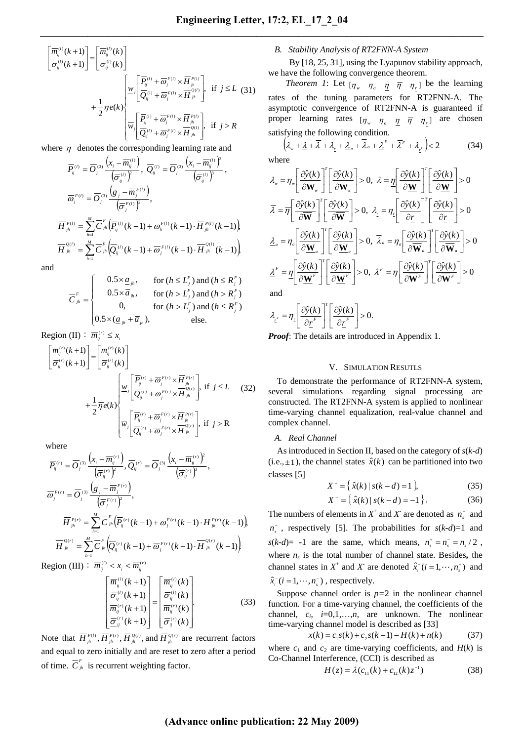$$\begin{bmatrix} \overline{m}_{ij}^{(l)}(k+1) \\ \overline{\sigma}_{ij}^{(l)}(k+1) \end{bmatrix} = \begin{bmatrix} \overline{m}_{ij}^{(l)}(k) \\ \overline{\sigma}_{ij}^{(l)}(k) \end{bmatrix} + \frac{1}{2}\overline{\eta} e(k) \begin{cases} \underline{w}_j \begin{bmatrix} \overline{P}_{ij}^{(l)} + \overline{\omega}_j^{F(l)} \times \overline{H}_{jh}^{P(l)} \\ \overline{Q}_{ij}^{(l)} + \overline{\omega}_j^{F(l)} \times \overline{H}_{jh}^{Q(l)} \end{bmatrix}, & \text{if } j \le L \\ \overline{w}_j \begin{bmatrix} \overline{P}_{ij}^{(l)} + \overline{\omega}_j^{F(l)} \times \overline{H}_{jh}^{P(l)} \\ \overline{Q}_{ij}^{(l)} + \overline{\omega}_j^{F(l)} \times \overline{H}_{jh}^{Q(l)} \end{bmatrix}, & \text{if } j > R \end{cases} \tag{31}$$

where $\overline{\eta}$ denotes the corresponding learning rate and

$$\overline{P}_{ij}^{(l)} = \overline{O}_j^{(3)} \frac{\left(x_i - \overline{m}_{ij}^{(l)}\right)}{\left(\overline{\sigma}_{ij}^{(l)}\right)^2},\ \overline{Q}_{ij}^{(l)} = \overline{O}_j^{(3)} \frac{\left(x_i - \overline{m}_{ij}^{(l)}\right)^2}{\left(\overline{\sigma}_{ij}^{(l)}\right)^3},$$

$$\overline{\omega}_j^{F(l)} = \overline{O}_j^{(3)} \frac{\left(g_j - \overline{m}_j^{F(l)}\right)}{\left(\overline{\sigma}_j^{F(l)}\right)^2},$$

$$\overline{H}_{jh}^{P(l)} = \sum_{h=1}^{M} \overline{C}_{jh}^{F} \left(\overline{P}_{ij}^{(l)}(k-1) + \omega_h^{F(l)}(k-1) \cdot \overline{H}_{jh}^{P(l)}(k-1)\right),$$

$$\overline{H}_{jh}^{Q(l)} = \sum_{h=1}^{M} \overline{C}_{jh}^{F} \left(\overline{Q}_{ij}^{(l)}(k-1) + \overline{\omega}_j^{F(l)}(k-1) \cdot \overline{H}_{jh}^{Q(l)}(k-1)\right)$$

and

$$\overline{C}_{jh}^{F} = \begin{cases} 0.5 \times \underline{a}_{jh}, & \text{for } (h \le L_j^F) \text{ and } (h \le R_j^F) \\ 0.5 \times \overline{a}_{jh}, & \text{for } (h > L_j^F) \text{ and } (h > R_j^F) \\ 0, & \text{for } (h > L_j^F) \text{ and } (h \le R_j^F) \\ 0.5 \times (\underline{a}_{jh} + \overline{a}_{jh}), & \text{else.} \end{cases}$$

Region (II)： $\overline{m}_{ij}^{(r)} \le x_i$

$$\begin{bmatrix} \overline{m}_{ij}^{(r)}(k+1) \\ \overline{\sigma}_{ij}^{(r)}(k+1) \end{bmatrix} = \begin{bmatrix} \overline{m}_{ij}^{(r)}(k) \\ \overline{\sigma}_{ij}^{(r)}(k) \end{bmatrix} + \frac{1}{2}\overline{\eta} e(k) \begin{cases} \underline{w}_j \begin{bmatrix} \overline{P}_{ij}^{(r)} + \overline{\omega}_j^{F(r)} \times \overline{H}_{jh}^{P(r)} \\ \overline{Q}_{ij}^{(r)} + \overline{\omega}_j^{F(r)} \times \overline{H}_{jh}^{Q(r)} \end{bmatrix}, & \text{if } j \le L \\ \overline{w}_j \begin{bmatrix} \overline{P}_{ij}^{(r)} + \overline{\omega}_j^{F(r)} \times \overline{H}_{jh}^{P(r)} \\ \overline{Q}_{ij}^{(r)} + \overline{\omega}_j^{F(r)} \times \overline{H}_{jh}^{Q(r)} \end{bmatrix}, & \text{if } j > \text{R} \end{cases} \tag{32}$$

where

$$\overline{P}_{ij}^{(r)} = \overline{O}_j^{(3)} \frac{\left(x_i - \overline{m}_{ij}^{(r)}\right)}{\left(\overline{\sigma}_{ij}^{(r)}\right)^2},\ \overline{Q}_{ij}^{(r)} = \overline{O}_j^{(3)} \frac{\left(x_i - \overline{m}_{ij}^{(r)}\right)^2}{\left(\overline{\sigma}_{ij}^{(r)}\right)^3},$$

$$\overline{\omega}_j^{F(r)} = \overline{O}_j^{(3)} \frac{\left(g_j - \overline{m}_j^{F(r)}\right)}{\left(\overline{\sigma}_j^{F(r)}\right)^2},$$

$$\overline{H}_{jh}^{P(r)} = \sum_{h=1}^{M} \overline{C}_{jh}^{F} \left(\overline{P}_{ij}^{(r)}(k-1) + \omega_j^{F(r)}(k-1) \cdot H_{jh}^{P(r)}(k-1)\right),$$

$$\overline{H}_{jh}^{Q(r)} = \sum_{h=1}^{M} \overline{C}_{jh}^{F} \left(\overline{Q}_{ij}^{(r)}(k-1) + \overline{\omega}_j^{F(r)}(k-1) \cdot \overline{H}_{jh}^{Q(r)}(k-1)\right)$$

Region (III)： $\overline{m}_{ij}^{(l)} < x_i < \overline{m}_{ij}^{(r)}$

$$\begin{bmatrix} \overline{m}_{ij}^{(l)}(k+1) \\ \overline{\sigma}_{ij}^{(l)}(k+1) \\ \overline{m}_{ij}^{(r)}(k+1) \\ \overline{\sigma}_{ij}^{(r)}(k+1) \end{bmatrix} = \begin{bmatrix} \overline{m}_{ij}^{(l)}(k) \\ \overline{\sigma}_{ij}^{(l)}(k) \\ \overline{m}_{ij}^{(r)}(k) \\ \overline{\sigma}_{ij}^{(r)}(k) \end{bmatrix}. \tag{33}$$

Note that $\overline{H}_{jh}^{P(l)}, \overline{H}_{jh}^{P(r)}, \overline{H}_{jh}^{Q(l)}$, and $\overline{H}_{jh}^{Q(r)}$ are recurrent factors and equal to zero initially and are reset to zero after a period of time. $\overline{C}_{jh}^{F}$ is recurrent weighting factor.

### B. Stability Analysis of RT2FNN-A System

By [18, 25, 31], using the Lyapunov stability approach, we have the following convergence theorem.

*Theorem 1*: Let $[\eta_w \quad \eta_a \quad \underline{\eta} \quad \overline{\eta} \quad \eta_{\underline{r}}]$ be the learning rates of the tuning parameters for RT2FNN-A. The asymptotic convergence of RT2FNN-A is guaranteed if proper learning rates $[\eta_w \quad \eta_a \quad \underline{\eta} \quad \overline{\eta} \quad \eta_{\underline{r}}]$ are chosen satisfying the following condition.

$$\left(\lambda_w + \underline{\lambda} + \overline{\lambda} + \lambda_{\underline{r}} + \underline{\lambda}_a + \overline{\lambda}_a + \underline{\lambda}^F + \overline{\lambda}^F + \lambda_{\underline{r}^F}\right) < 2 \tag{34}$$

where

$$\lambda_w = \eta_w \left[\frac{\partial \hat{y}(k)}{\partial \mathbf{W}_w}\right]^T \left[\frac{\partial \hat{y}(k)}{\partial \mathbf{W}_w}\right] > 0,\ \underline{\lambda} = \underline{\eta} \left[\frac{\partial \hat{y}(k)}{\partial \underline{\mathbf{W}}}\right]^T \left[\frac{\partial \hat{y}(k)}{\partial \underline{\mathbf{W}}}\right] > 0$$

$$\overline{\lambda} = \overline{\eta} \left[\frac{\partial \hat{y}(k)}{\partial \overline{\mathbf{W}}}\right]^T \left[\frac{\partial \hat{y}(k)}{\partial \overline{\mathbf{W}}}\right] > 0,\ \lambda_{\underline{r}} = \eta_{\underline{r}} \left[\frac{\partial \hat{y}(k)}{\partial \underline{r}}\right]^T \left[\frac{\partial \hat{y}(k)}{\partial \underline{r}}\right] > 0$$

$$\underline{\lambda}_a = \eta_a \left[\frac{\partial \hat{y}(k)}{\partial \underline{\mathbf{W}}_a}\right]^T \left[\frac{\partial \hat{y}(k)}{\partial \underline{\mathbf{W}}_a}\right] > 0,\ \overline{\lambda}_a = \eta_a \left[\frac{\partial \hat{y}(k)}{\partial \overline{\mathbf{W}}_a}\right]^T \left[\frac{\partial \hat{y}(k)}{\partial \overline{\mathbf{W}}_a}\right] > 0$$

$$\underline{\lambda}^F = \underline{\eta} \left[\frac{\partial \hat{y}(k)}{\partial \underline{\mathbf{W}}^F}\right]^T \left[\frac{\partial \hat{y}(k)}{\partial \underline{\mathbf{W}}^F}\right] > 0,\ \overline{\lambda}^F = \overline{\eta} \left[\frac{\partial \hat{y}(k)}{\partial \overline{\mathbf{W}}^F}\right]^T \left[\frac{\partial \hat{y}(k)}{\partial \overline{\mathbf{W}}^F}\right] > 0$$

and

$$\lambda_{\underline{r}^F} = \eta_{\underline{r}} \left[\frac{\partial \hat{y}(k)}{\partial \underline{r}^F}\right]^T \left[\frac{\partial \hat{y}(k)}{\partial \underline{r}^F}\right] > 0.$$

***Proof***: The details are introduced in Appendix 1.

## V. Simulation Resutls

To demonstrate the performance of RT2FNN-A system, several simulations regarding signal processing are constructed. The RT2FNN-A system is applied to nonlinear time-varying channel equalization, real-value channel and complex channel.

### A. Real Channel

As introduced in Section II, based on the category of $s(k\text{-}d)$ (i.e., $\pm 1$), the channel states $\hat{x}(k)$ can be partitioned into two classes [5]

$$X^+ = \left\{ \hat{x}(k) \mid s(k-d) = 1 \right\}, \tag{35}$$

$$X^- = \left\{ \hat{x}(k) \mid s(k-d) = -1 \right\}. \tag{36}$$

The numbers of elements in $X^+$ and $X^-$ are denoted as $n_s^+$ and $n_s^-$, respectively [5]. The probabilities for $s(k\text{-}d)=1$ and $s(k\text{-}d)=-1$ are the same, which means, $n_s^+ = n_s^- = n_s/2$, where $n_s$ is the total number of channel state. Besides, the channel states in $X^+$ and $X^-$ are denoted $\hat{x}_i^+(i=1,\cdots,n_s^+)$ and $\hat{x}_i^-(i=1,\cdots,n_s^-)$, respectively.

Suppose channel order is $p$=2 in the nonlinear channel function. For a time-varying channel, the coefficients of the channel, $c_i$, $i$=0,1,…,$n$, are unknown. The nonlinear time-varying channel model is described as [33]

$$x(k) = c_1 s(k) + c_2 s(k-1) - H(k) + n(k) \tag{37}$$

where $c_1$ and $c_2$ are time-varying coefficients, and $H(k)$ is Co-Channel Interference, (CCI) is described as

$$H(z) = \lambda(c_{11}(k) + c_{12}(k) z^{-1}) \tag{38}$$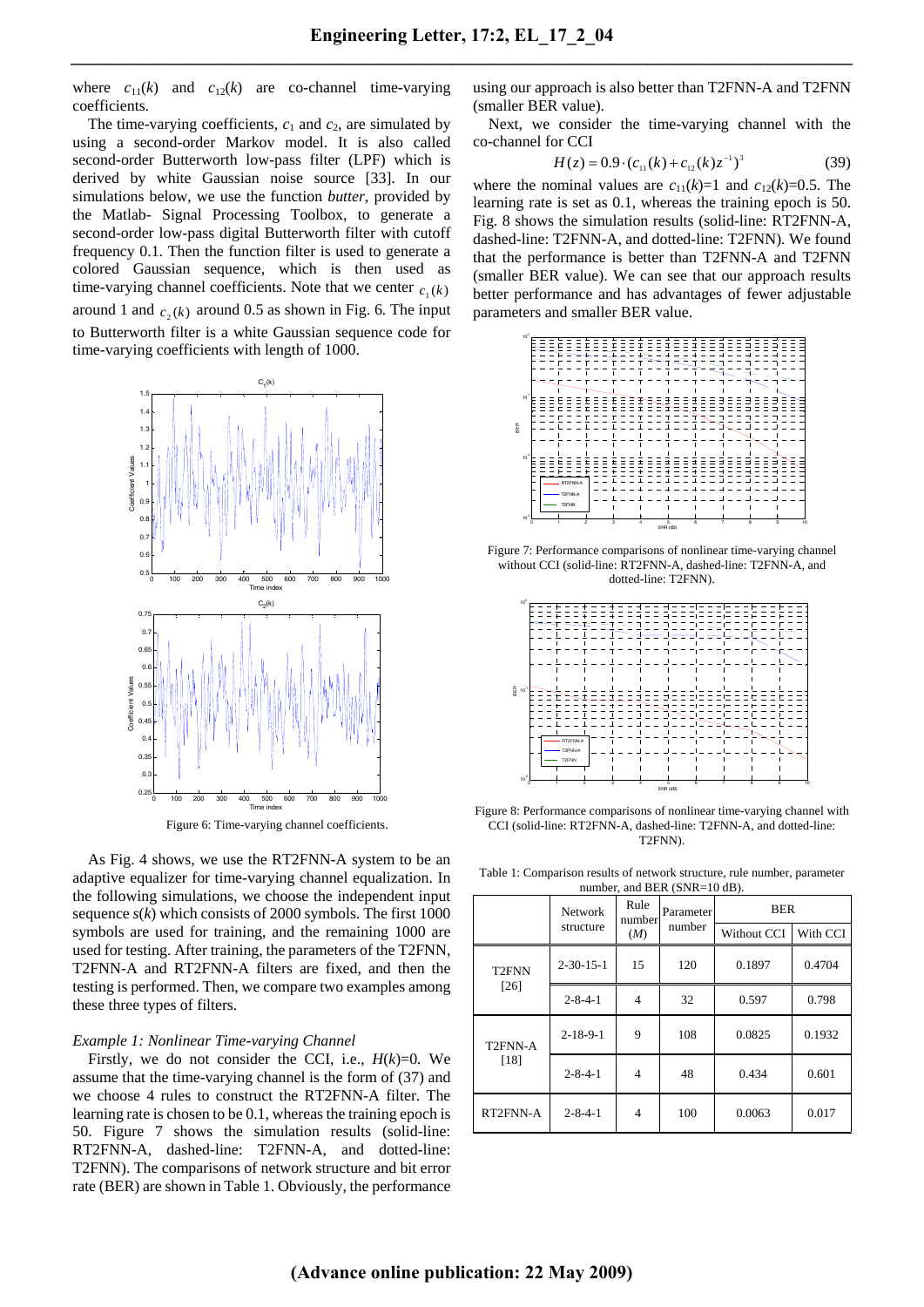where $c_{11}(k)$ and $c_{12}(k)$ are co-channel time-varying coefficients.

The time-varying coefficients, $c_1$ and $c_2$, are simulated by using a second-order Markov model. It is also called second-order Butterworth low-pass filter (LPF) which is derived by white Gaussian noise source [33]. In our simulations below, we use the function *butter*, provided by the Matlab- Signal Processing Toolbox, to generate a second-order low-pass digital Butterworth filter with cutoff frequency 0.1. Then the function filter is used to generate a colored Gaussian sequence, which is then used as time-varying channel coefficients. Note that we center $c_1(k)$ around 1 and $c_2(k)$ around 0.5 as shown in Fig. 6. The input to Butterworth filter is a white Gaussian sequence code for time-varying coefficients with length of 1000.

Figure 6: Time-varying channel coefficients.

As Fig. 4 shows, we use the RT2FNN-A system to be an adaptive equalizer for time-varying channel equalization. In the following simulations, we choose the independent input sequence $s(k)$ which consists of 2000 symbols. The first 1000 symbols are used for training, and the remaining 1000 are used for testing. After training, the parameters of the T2FNN, T2FNN-A and RT2FNN-A filters are fixed, and then the testing is performed. Then, we compare two examples among these three types of filters.

*Example 1: Nonlinear Time-varying Channel*

Firstly, we do not consider the CCI, i.e., $H(k)$=0. We assume that the time-varying channel is the form of (37) and we choose 4 rules to construct the RT2FNN-A filter. The learning rate is chosen to be 0.1, whereas the training epoch is 50. Figure 7 shows the simulation results (solid-line: RT2FNN-A, dashed-line: T2FNN-A, and dotted-line: T2FNN). The comparisons of network structure and bit error rate (BER) are shown in Table 1. Obviously, the performance using our approach is also better than T2FNN-A and T2FNN (smaller BER value).

Next, we consider the time-varying channel with the co-channel for CCI

$$H(z) = 0.9 \cdot (c_{11}(k) + c_{12}(k)z^{-1})^3 \tag{39}$$

where the nominal values are $c_{11}(k)$=1 and $c_{12}(k)$=0.5. The learning rate is set as 0.1, whereas the training epoch is 50. Fig. 8 shows the simulation results (solid-line: RT2FNN-A, dashed-line: T2FNN-A, and dotted-line: T2FNN). We found that the performance is better than T2FNN-A and T2FNN (smaller BER value). We can see that our approach results better performance and has advantages of fewer adjustable parameters and smaller BER value.

Figure 7: Performance comparisons of nonlinear time-varying channel without CCI (solid-line: RT2FNN-A, dashed-line: T2FNN-A, and dotted-line: T2FNN).

Figure 8: Performance comparisons of nonlinear time-varying channel with CCI (solid-line: RT2FNN-A, dashed-line: T2FNN-A, and dotted-line: T2FNN).

Table 1: Comparison results of network structure, rule number, parameter number, and BER (SNR=10 dB).

| | Network structure | Rule number ($M$) | Parameter number | BER | |
|---|---|---|---|---|---|
| | | | | Without CCI | With CCI |
| T2FNN [26] | 2-30-15-1 | 15 | 120 | 0.1897 | 0.4704 |
| | 2-8-4-1 | 4 | 32 | 0.597 | 0.798 |
| T2FNN-A [18] | 2-18-9-1 | 9 | 108 | 0.0825 | 0.1932 |
| | 2-8-4-1 | 4 | 48 | 0.434 | 0.601 |
| RT2FNN-A | 2-8-4-1 | 4 | 100 | 0.0063 | 0.017 |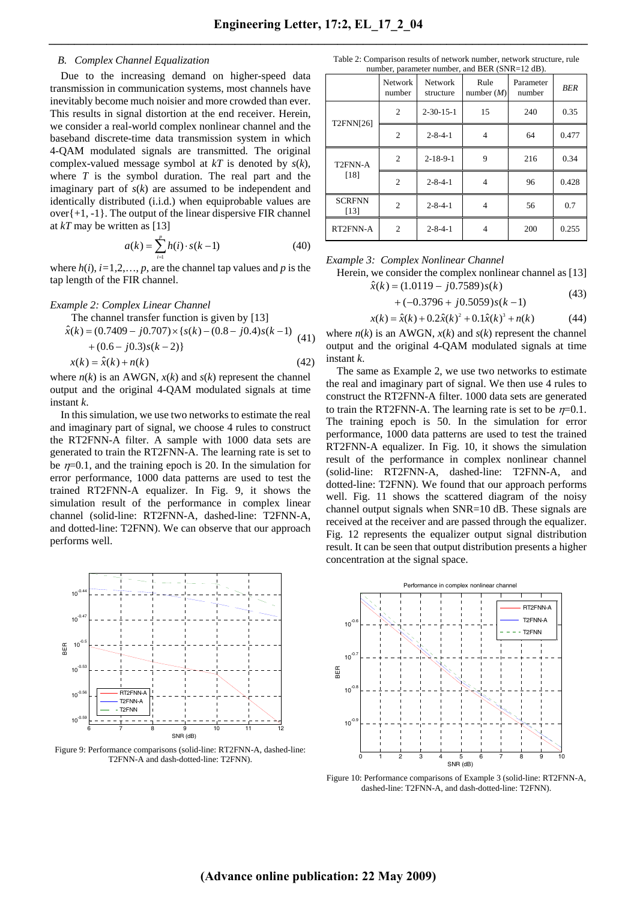### B. Complex Channel Equalization

Due to the increasing demand on higher-speed data transmission in communication systems, most channels have inevitably become much noisier and more crowded than ever. This results in signal distortion at the end receiver. Herein, we consider a real-world complex nonlinear channel and the baseband discrete-time data transmission system in which 4-QAM modulated signals are transmitted. The original complex-valued message symbol at $kT$ is denoted by $s(k)$, where $T$ is the symbol duration. The real part and the imaginary part of $s(k)$ are assumed to be independent and identically distributed (i.i.d.) when equiprobable values are over{+1, -1}. The output of the linear dispersive FIR channel at $kT$ may be written as [13]

$$a(k) = \sum_{i=1}^{p} h(i) \cdot s(k-1) \tag{40}$$

where $h(i)$, $i$=1,2,…, $p$, are the channel tap values and $p$ is the tap length of the FIR channel.

*Example 2: Complex Linear Channel*

The channel transfer function is given by [13]

$$\hat{x}(k) = (0.7409 - j0.707) \times \{s(k) - (0.8 - j0.4)s(k-1) + (0.6 - j0.3)s(k-2)\} \tag{41}$$

$$x(k) = \hat{x}(k) + n(k) \tag{42}$$

where $n(k)$ is an AWGN, $x(k)$ and $s(k)$ represent the channel output and the original 4-QAM modulated signals at time instant $k$.

In this simulation, we use two networks to estimate the real and imaginary part of signal, we choose 4 rules to construct the RT2FNN-A filter. A sample with 1000 data sets are generated to train the RT2FNN-A. The learning rate is set to be $\eta$=0.1, and the training epoch is 20. In the simulation for error performance, 1000 data patterns are used to test the trained RT2FNN-A equalizer. In Fig. 9, it shows the simulation result of the performance in complex linear channel (solid-line: RT2FNN-A, dashed-line: T2FNN-A, and dotted-line: T2FNN). We can observe that our approach performs well.

Figure 9: Performance comparisons (solid-line: RT2FNN-A, dashed-line: T2FNN-A and dash-dotted-line: T2FNN).

Table 2: Comparison results of network number, network structure, rule number, parameter number, and BER (SNR=12 dB).

| | Network number | Network structure | Rule number ($M$) | Parameter number | $BER$ |
|---|---|---|---|---|---|
| T2FNN[26] | 2 | 2-30-15-1 | 15 | 240 | 0.35 |
| | 2 | 2-8-4-1 | 4 | 64 | 0.477 |
| T2FNN-A [18] | 2 | 2-18-9-1 | 9 | 216 | 0.34 |
| | 2 | 2-8-4-1 | 4 | 96 | 0.428 |
| SCRFNN [13] | 2 | 2-8-4-1 | 4 | 56 | 0.7 |
| RT2FNN-A | 2 | 2-8-4-1 | 4 | 200 | 0.255 |

*Example 3: Complex Nonlinear Channel*

Herein, we consider the complex nonlinear channel as [13]

$$\hat{x}(k) = (1.0119 - j0.7589)s(k) + (-0.3796 + j0.5059)s(k-1) \tag{43}$$

$$x(k) = \hat{x}(k) + 0.2\hat{x}(k)^2 + 0.1\hat{x}(k)^3 + n(k) \tag{44}$$

where $n(k)$ is an AWGN, $x(k)$ and $s(k)$ represent the channel output and the original 4-QAM modulated signals at time instant $k$.

The same as Example 2, we use two networks to estimate the real and imaginary part of signal. We then use 4 rules to construct the RT2FNN-A filter. 1000 data sets are generated to train the RT2FNN-A. The learning rate is set to be $\eta$=0.1. The training epoch is 50. In the simulation for error performance, 1000 data patterns are used to test the trained RT2FNN-A equalizer. In Fig. 10, it shows the simulation result of the performance in complex nonlinear channel (solid-line: RT2FNN-A, dashed-line: T2FNN-A, and dotted-line: T2FNN). We found that our approach performs well. Fig. 11 shows the scattered diagram of the noisy channel output signals when SNR=10 dB. These signals are received at the receiver and are passed through the equalizer. Fig. 12 represents the equalizer output signal distribution result. It can be seen that output distribution presents a higher concentration at the signal space.

Figure 10: Performance comparisons of Example 3 (solid-line: RT2FNN-A, dashed-line: T2FNN-A, and dash-dotted-line: T2FNN).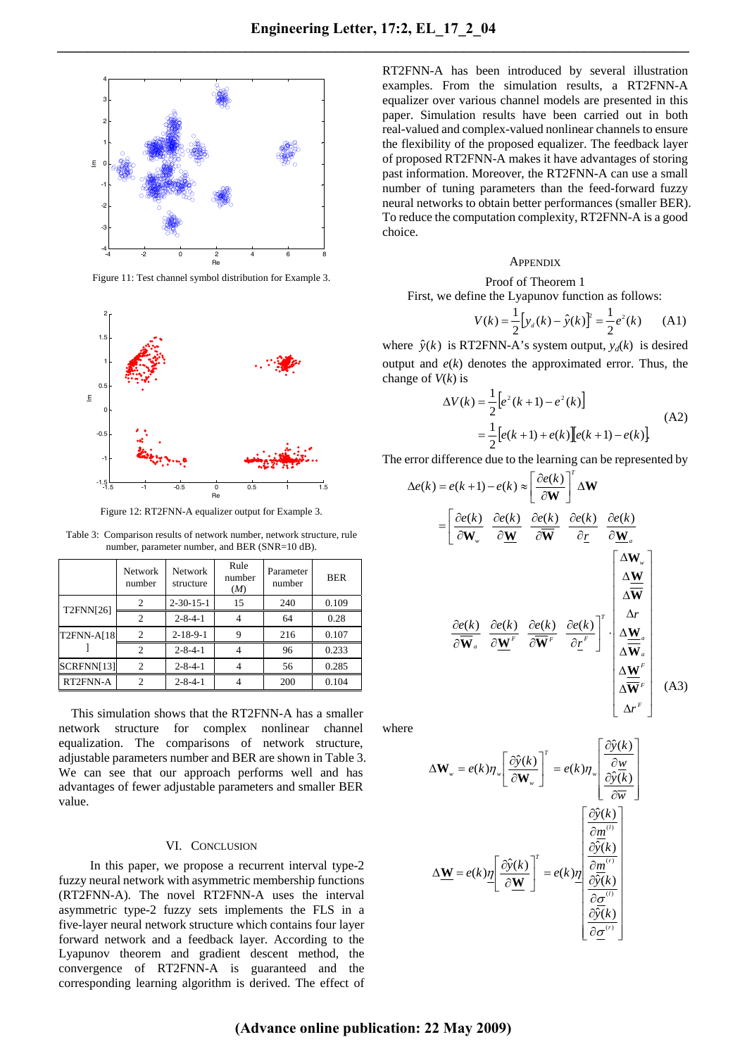Figure 11: Test channel symbol distribution for Example 3.

Figure 12: RT2FNN-A equalizer output for Example 3.

Table 3: Comparison results of network number, network structure, rule number, parameter number, and BER (SNR=10 dB).

| | Network number | Network structure | Rule number ($M$) | Parameter number | BER |
|---|---|---|---|---|---|
| T2FNN[26] | 2 | 2-30-15-1 | 15 | 240 | 0.109 |
| | 2 | 2-8-4-1 | 4 | 64 | 0.28 |
| T2FNN-A[18] | 2 | 2-18-9-1 | 9 | 216 | 0.107 |
| | 2 | 2-8-4-1 | 4 | 96 | 0.233 |
| SCRFNN[13] | 2 | 2-8-4-1 | 4 | 56 | 0.285 |
| RT2FNN-A | 2 | 2-8-4-1 | 4 | 200 | 0.104 |

This simulation shows that the RT2FNN-A has a smaller network structure for complex nonlinear channel equalization. The comparisons of network structure, adjustable parameters number and BER are shown in Table 3. We can see that our approach performs well and has advantages of fewer adjustable parameters and smaller BER value.

## VI. Conclusion

In this paper, we propose a recurrent interval type-2 fuzzy neural network with asymmetric membership functions (RT2FNN-A). The novel RT2FNN-A uses the interval asymmetric type-2 fuzzy sets implements the FLS in a five-layer neural network structure which contains four layer forward network and a feedback layer. According to the Lyapunov theorem and gradient descent method, the convergence of RT2FNN-A is guaranteed and the corresponding learning algorithm is derived. The effect of RT2FNN-A has been introduced by several illustration examples. From the simulation results, a RT2FNN-A equalizer over various channel models are presented in this paper. Simulation results have been carried out in both real-valued and complex-valued nonlinear channels to ensure the flexibility of the proposed equalizer. The feedback layer of proposed RT2FNN-A makes it have advantages of storing past information. Moreover, the RT2FNN-A can use a small number of tuning parameters than the feed-forward fuzzy neural networks to obtain better performances (smaller BER). To reduce the computation complexity, RT2FNN-A is a good choice.

## Appendix

Proof of Theorem 1

First, we define the Lyapunov function as follows:

$$V(k)=\frac{1}{2}\left[y_d(k)-\hat{y}(k)\right]^2=\frac{1}{2}e^2(k) \qquad \text{(A1)}$$

where $\hat{y}(k)$ is RT2FNN-A's system output, $y_d(k)$ is desired output and $e(k)$ denotes the approximated error. Thus, the change of $V(k)$ is

$$\begin{aligned}\Delta V(k)&=\frac{1}{2}\left[e^2(k+1)-e^2(k)\right]\\&=\frac{1}{2}\left[e(k+1)+e(k)\right]\left[e(k+1)-e(k)\right].\end{aligned} \qquad \text{(A2)}$$

The error difference due to the learning can be represented by

$$\begin{aligned}\Delta e(k)&=e(k+1)-e(k)\approx\left[\frac{\partial e(k)}{\partial \mathbf{W}}\right]^T\Delta\mathbf{W}\\&=\begin{bmatrix}\frac{\partial e(k)}{\partial \mathbf{W}_w} & \frac{\partial e(k)}{\partial \underline{\mathbf{W}}} & \frac{\partial e(k)}{\partial \overline{\mathbf{W}}} & \frac{\partial e(k)}{\partial \underline{r}} & \frac{\partial e(k)}{\partial \underline{\mathbf{W}}_a}\\ \frac{\partial e(k)}{\partial \overline{\mathbf{W}}_a} & \frac{\partial e(k)}{\partial \underline{\mathbf{W}}^F} & \frac{\partial e(k)}{\partial \overline{\mathbf{W}}^F} & \frac{\partial e(k)}{\partial \underline{r}^F} & \end{bmatrix}^T\cdot\begin{bmatrix}\Delta\mathbf{W}_w\\ \Delta\underline{\mathbf{W}}\\ \Delta\overline{\mathbf{W}}\\ \Delta r\\ \Delta\underline{\mathbf{W}}_a\\ \Delta\overline{\mathbf{W}}_a\\ \Delta\underline{\mathbf{W}}^F\\ \Delta\overline{\mathbf{W}}^F\\ \Delta r^F\end{bmatrix}\end{aligned} \qquad \text{(A3)}$$

where

$$\Delta\mathbf{W}_w=e(k)\eta_w\left[\frac{\partial\hat{y}(k)}{\partial\mathbf{W}_w}\right]^T=e(k)\eta_w\begin{bmatrix}\frac{\partial\hat{y}(k)}{\partial \underline{w}}\\ \frac{\partial\hat{y}(k)}{\partial \overline{w}}\end{bmatrix}$$

$$\Delta\underline{\mathbf{W}}=e(k)\underline{\eta}\left[\frac{\partial\hat{y}(k)}{\partial\underline{\mathbf{W}}}\right]^T=e(k)\underline{\eta}\begin{bmatrix}\frac{\partial\hat{y}(k)}{\partial \underline{m}^{(l)}}\\ \frac{\partial\hat{y}(k)}{\partial \underline{m}^{(r)}}\\ \frac{\partial\hat{y}(k)}{\partial \underline{\sigma}^{(l)}}\\ \frac{\partial\hat{y}(k)}{\partial \underline{\sigma}^{(r)}}\end{bmatrix}$$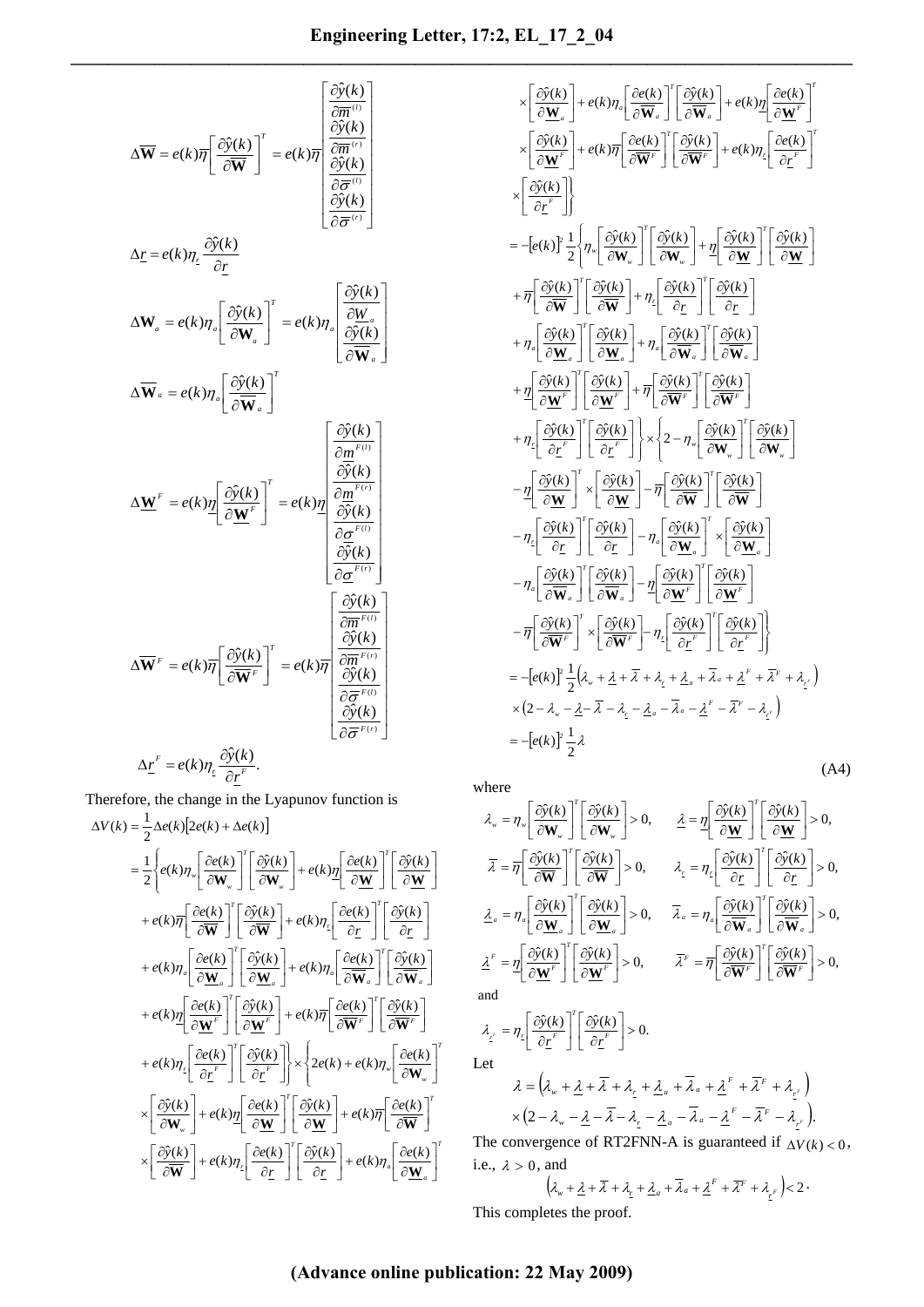$$\Delta\overline{\mathbf{W}} = e(k)\overline{\eta}\left[\frac{\partial\hat{y}(k)}{\partial\overline{\mathbf{W}}}\right]^T = e(k)\overline{\eta}\begin{bmatrix}\frac{\partial\hat{y}(k)}{\partial\overline{m}^{(l)}}\\ \frac{\partial\hat{y}(k)}{\partial\overline{m}^{(r)}}\\ \frac{\partial\hat{y}(k)}{\partial\overline{\sigma}^{(l)}}\\ \frac{\partial\hat{y}(k)}{\partial\overline{\sigma}^{(r)}}\end{bmatrix}$$

$$\Delta\underline{r} = e(k)\eta_{\underline{r}}\frac{\partial\hat{y}(k)}{\partial\underline{r}}$$

$$\Delta\mathbf{W}_a = e(k)\eta_a\left[\frac{\partial\hat{y}(k)}{\partial\mathbf{W}_a}\right]^T = e(k)\eta_a\begin{bmatrix}\frac{\partial\hat{y}(k)}{\partial\underline{W}_a}\\ \frac{\partial\hat{y}(k)}{\partial\overline{\mathbf{W}}_a}\end{bmatrix}$$

$$\Delta\overline{\mathbf{W}}_a = e(k)\eta_a\left[\frac{\partial\hat{y}(k)}{\partial\overline{\mathbf{W}}_a}\right]^T$$

$$\Delta\underline{\mathbf{W}}^F = e(k)\underline{\eta}\left[\frac{\partial\hat{y}(k)}{\partial\underline{\mathbf{W}}^F}\right]^T = e(k)\underline{\eta}\begin{bmatrix}\frac{\partial\hat{y}(k)}{\partial\underline{m}^{F(l)}}\\ \frac{\partial\hat{y}(k)}{\partial\underline{m}^{F(r)}}\\ \frac{\partial\hat{y}(k)}{\partial\underline{\sigma}^{F(l)}}\\ \frac{\partial\hat{y}(k)}{\partial\underline{\sigma}^{F(r)}}\end{bmatrix}$$

$$\Delta\overline{\mathbf{W}}^F = e(k)\overline{\eta}\left[\frac{\partial\hat{y}(k)}{\partial\overline{\mathbf{W}}^F}\right]^T = e(k)\overline{\eta}\begin{bmatrix}\frac{\partial\hat{y}(k)}{\partial\overline{m}^{F(l)}}\\ \frac{\partial\hat{y}(k)}{\partial\overline{m}^{F(r)}}\\ \frac{\partial\hat{y}(k)}{\partial\overline{\sigma}^{F(l)}}\\ \frac{\partial\hat{y}(k)}{\partial\overline{\sigma}^{F(r)}}\end{bmatrix}$$

$$\Delta\underline{r}^F = e(k)\eta_{\underline{r}}\frac{\partial\hat{y}(k)}{\partial\underline{r}^F}.$$

Therefore, the change in the Lyapunov function is

$$\begin{aligned}
\Delta V(k) &= \frac{1}{2}\Delta e(k)\left[2e(k)+\Delta e(k)\right]\\
&= \frac{1}{2}\Bigg\{e(k)\eta_w\left[\frac{\partial e(k)}{\partial\mathbf{W}_w}\right]^T\left[\frac{\partial\hat{y}(k)}{\partial\mathbf{W}_w}\right] + e(k)\underline{\eta}\left[\frac{\partial e(k)}{\partial\underline{\mathbf{W}}}\right]^T\left[\frac{\partial\hat{y}(k)}{\partial\underline{\mathbf{W}}}\right]\\
&\quad + e(k)\overline{\eta}\left[\frac{\partial e(k)}{\partial\overline{\mathbf{W}}}\right]^T\left[\frac{\partial\hat{y}(k)}{\partial\overline{\mathbf{W}}}\right] + e(k)\eta_{\underline{r}}\left[\frac{\partial e(k)}{\partial\underline{r}}\right]^T\left[\frac{\partial\hat{y}(k)}{\partial\underline{r}}\right]\\
&\quad + e(k)\eta_a\left[\frac{\partial e(k)}{\partial\underline{\mathbf{W}}_a}\right]^T\left[\frac{\partial\hat{y}(k)}{\partial\underline{\mathbf{W}}_a}\right] + e(k)\eta_a\left[\frac{\partial e(k)}{\partial\overline{\mathbf{W}}_a}\right]^T\left[\frac{\partial\hat{y}(k)}{\partial\overline{\mathbf{W}}_a}\right]\\
&\quad + e(k)\underline{\eta}\left[\frac{\partial e(k)}{\partial\underline{\mathbf{W}}^F}\right]^T\left[\frac{\partial\hat{y}(k)}{\partial\underline{\mathbf{W}}^F}\right] + e(k)\overline{\eta}\left[\frac{\partial e(k)}{\partial\overline{\mathbf{W}}^F}\right]^T\left[\frac{\partial\hat{y}(k)}{\partial\overline{\mathbf{W}}^F}\right]\\
&\quad + e(k)\eta_{\underline{r}}\left[\frac{\partial e(k)}{\partial\underline{r}^F}\right]^T\left[\frac{\partial\hat{y}(k)}{\partial\underline{r}^F}\right]\Bigg\} \times \Bigg\{2e(k) + e(k)\eta_w\left[\frac{\partial e(k)}{\partial\mathbf{W}_w}\right]^T\\
&\quad \times\left[\frac{\partial\hat{y}(k)}{\partial\mathbf{W}_w}\right] + e(k)\underline{\eta}\left[\frac{\partial e(k)}{\partial\underline{\mathbf{W}}}\right]^T\left[\frac{\partial\hat{y}(k)}{\partial\underline{\mathbf{W}}}\right] + e(k)\overline{\eta}\left[\frac{\partial e(k)}{\partial\overline{\mathbf{W}}}\right]^T\\
&\quad \times\left[\frac{\partial\hat{y}(k)}{\partial\overline{\mathbf{W}}}\right] + e(k)\eta_{\underline{r}}\left[\frac{\partial e(k)}{\partial\underline{r}}\right]^T\left[\frac{\partial\hat{y}(k)}{\partial\underline{r}}\right] + e(k)\eta_a\left[\frac{\partial e(k)}{\partial\underline{\mathbf{W}}_a}\right]^T\\
&\quad \times\left[\frac{\partial\hat{y}(k)}{\partial\underline{\mathbf{W}}_a}\right] + e(k)\eta_a\left[\frac{\partial e(k)}{\partial\overline{\mathbf{W}}_a}\right]^T\left[\frac{\partial\hat{y}(k)}{\partial\overline{\mathbf{W}}_a}\right] + e(k)\underline{\eta}\left[\frac{\partial e(k)}{\partial\underline{\mathbf{W}}^F}\right]^T\\
&\quad \times\left[\frac{\partial\hat{y}(k)}{\partial\underline{\mathbf{W}}^F}\right] + e(k)\overline{\eta}\left[\frac{\partial e(k)}{\partial\overline{\mathbf{W}}^F}\right]^T\left[\frac{\partial\hat{y}(k)}{\partial\overline{\mathbf{W}}^F}\right] + e(k)\eta_{\underline{r}}\left[\frac{\partial e(k)}{\partial\underline{r}^F}\right]^T\\
&\quad \times\left[\frac{\partial\hat{y}(k)}{\partial\underline{r}^F}\right]\Bigg\}\\
&= -\left[e(k)\right]^2\frac{1}{2}\Bigg\{\eta_w\left[\frac{\partial\hat{y}(k)}{\partial\mathbf{W}_w}\right]^T\left[\frac{\partial\hat{y}(k)}{\partial\mathbf{W}_w}\right] + \underline{\eta}\left[\frac{\partial\hat{y}(k)}{\partial\underline{\mathbf{W}}}\right]^T\left[\frac{\partial\hat{y}(k)}{\partial\underline{\mathbf{W}}}\right]\\
&\quad + \overline{\eta}\left[\frac{\partial\hat{y}(k)}{\partial\overline{\mathbf{W}}}\right]^T\left[\frac{\partial\hat{y}(k)}{\partial\overline{\mathbf{W}}}\right] + \eta_{\underline{r}}\left[\frac{\partial\hat{y}(k)}{\partial\underline{r}}\right]^T\left[\frac{\partial\hat{y}(k)}{\partial\underline{r}}\right]\\
&\quad + \eta_a\left[\frac{\partial\hat{y}(k)}{\partial\underline{\mathbf{W}}_a}\right]^T\left[\frac{\partial\hat{y}(k)}{\partial\underline{\mathbf{W}}_a}\right] + \eta_a\left[\frac{\partial\hat{y}(k)}{\partial\overline{\mathbf{W}}_a}\right]^T\left[\frac{\partial\hat{y}(k)}{\partial\overline{\mathbf{W}}_a}\right]\\
&\quad + \underline{\eta}\left[\frac{\partial\hat{y}(k)}{\partial\underline{\mathbf{W}}^F}\right]^T\left[\frac{\partial\hat{y}(k)}{\partial\underline{\mathbf{W}}^F}\right] + \overline{\eta}\left[\frac{\partial\hat{y}(k)}{\partial\overline{\mathbf{W}}^F}\right]^T\left[\frac{\partial\hat{y}(k)}{\partial\overline{\mathbf{W}}^F}\right]\\
&\quad + \eta_{\underline{r}}\left[\frac{\partial\hat{y}(k)}{\partial\underline{r}^F}\right]^T\left[\frac{\partial\hat{y}(k)}{\partial\underline{r}^F}\right]\Bigg\} \times \Bigg\{2 - \eta_w\left[\frac{\partial\hat{y}(k)}{\partial\mathbf{W}_w}\right]^T\left[\frac{\partial\hat{y}(k)}{\partial\mathbf{W}_w}\right]\\
&\quad - \underline{\eta}\left[\frac{\partial\hat{y}(k)}{\partial\underline{\mathbf{W}}}\right]^T\times\left[\frac{\partial\hat{y}(k)}{\partial\underline{\mathbf{W}}}\right] - \overline{\eta}\left[\frac{\partial\hat{y}(k)}{\partial\overline{\mathbf{W}}}\right]^T\left[\frac{\partial\hat{y}(k)}{\partial\overline{\mathbf{W}}}\right]\\
&\quad - \eta_{\underline{r}}\left[\frac{\partial\hat{y}(k)}{\partial\underline{r}}\right]^T\left[\frac{\partial\hat{y}(k)}{\partial\underline{r}}\right] - \eta_a\left[\frac{\partial\hat{y}(k)}{\partial\underline{\mathbf{W}}_a}\right]^T\times\left[\frac{\partial\hat{y}(k)}{\partial\underline{\mathbf{W}}_a}\right]\\
&\quad - \eta_a\left[\frac{\partial\hat{y}(k)}{\partial\overline{\mathbf{W}}_a}\right]^T\left[\frac{\partial\hat{y}(k)}{\partial\overline{\mathbf{W}}_a}\right] - \underline{\eta}\left[\frac{\partial\hat{y}(k)}{\partial\underline{\mathbf{W}}^F}\right]^T\left[\frac{\partial\hat{y}(k)}{\partial\underline{\mathbf{W}}^F}\right]\\
&\quad - \overline{\eta}\left[\frac{\partial\hat{y}(k)}{\partial\overline{\mathbf{W}}^F}\right]^T\times\left[\frac{\partial\hat{y}(k)}{\partial\overline{\mathbf{W}}^F}\right] - \eta_{\underline{r}}\left[\frac{\partial\hat{y}(k)}{\partial\underline{r}^F}\right]^T\left[\frac{\partial\hat{y}(k)}{\partial\underline{r}^F}\right]\Bigg\}\\
&= -\left[e(k)\right]^2\frac{1}{2}\left(\lambda_w + \underline{\lambda} + \overline{\lambda} + \lambda_{\underline{r}} + \underline{\lambda}_a + \overline{\lambda}_a + \underline{\lambda}^F + \overline{\lambda}^F + \lambda_{\underline{r}^F}\right)\\
&\quad \times\left(2 - \lambda_w - \underline{\lambda} - \overline{\lambda} - \lambda_{\underline{r}} - \underline{\lambda}_a - \overline{\lambda}_a - \underline{\lambda}^F - \overline{\lambda}^F - \lambda_{\underline{r}^F}\right)\\
&= -\left[e(k)\right]^2\frac{1}{2}\lambda
\end{aligned} \tag{A4}$$

where

$$\lambda_w = \eta_w\left[\frac{\partial\hat{y}(k)}{\partial\mathbf{W}_w}\right]^T\left[\frac{\partial\hat{y}(k)}{\partial\mathbf{W}_w}\right] > 0, \qquad \underline{\lambda} = \underline{\eta}\left[\frac{\partial\hat{y}(k)}{\partial\underline{\mathbf{W}}}\right]^T\left[\frac{\partial\hat{y}(k)}{\partial\underline{\mathbf{W}}}\right] > 0,$$

$$\overline{\lambda} = \overline{\eta}\left[\frac{\partial\hat{y}(k)}{\partial\overline{\mathbf{W}}}\right]^T\left[\frac{\partial\hat{y}(k)}{\partial\overline{\mathbf{W}}}\right] > 0, \qquad \lambda_{\underline{r}} = \eta_{\underline{r}}\left[\frac{\partial\hat{y}(k)}{\partial\underline{r}}\right]^T\left[\frac{\partial\hat{y}(k)}{\partial\underline{r}}\right] > 0,$$

$$\underline{\lambda}_a = \eta_a\left[\frac{\partial\hat{y}(k)}{\partial\underline{\mathbf{W}}_a}\right]^T\left[\frac{\partial\hat{y}(k)}{\partial\underline{\mathbf{W}}_a}\right] > 0, \qquad \overline{\lambda}_a = \eta_a\left[\frac{\partial\hat{y}(k)}{\partial\overline{\mathbf{W}}_a}\right]^T\left[\frac{\partial\hat{y}(k)}{\partial\overline{\mathbf{W}}_a}\right] > 0,$$

$$\underline{\lambda}^F = \underline{\eta}\left[\frac{\partial\hat{y}(k)}{\partial\underline{\mathbf{W}}^F}\right]^T\left[\frac{\partial\hat{y}(k)}{\partial\underline{\mathbf{W}}^F}\right] > 0, \qquad \overline{\lambda}^F = \overline{\eta}\left[\frac{\partial\hat{y}(k)}{\partial\overline{\mathbf{W}}^F}\right]^T\left[\frac{\partial\hat{y}(k)}{\partial\overline{\mathbf{W}}^F}\right] > 0,$$

and

$$\lambda_{\underline{r}^F} = \eta_{\underline{r}}\left[\frac{\partial\hat{y}(k)}{\partial\underline{r}^F}\right]^T\left[\frac{\partial\hat{y}(k)}{\partial\underline{r}^F}\right] > 0.$$

Let

$$\begin{aligned}\lambda &= \left(\lambda_w + \underline{\lambda} + \overline{\lambda} + \lambda_{\underline{r}} + \underline{\lambda}_a + \overline{\lambda}_a + \underline{\lambda}^F + \overline{\lambda}^F + \lambda_{\underline{r}^F}\right)\\ &\quad \times\left(2 - \lambda_w - \underline{\lambda} - \overline{\lambda} - \lambda_{\underline{r}} - \underline{\lambda}_a - \overline{\lambda}_a - \underline{\lambda}^F - \overline{\lambda}^F - \lambda_{\underline{r}^F}\right).\end{aligned}$$

The convergence of RT2FNN-A is guaranteed if $\Delta V(k) < 0$, i.e., $\lambda > 0$, and

$$\left(\lambda_w + \underline{\lambda} + \overline{\lambda} + \lambda_{\underline{r}} + \underline{\lambda}_a + \overline{\lambda}_a + \underline{\lambda}^F + \overline{\lambda}^F + \lambda_{\underline{r}^F}\right) < 2\,.$$

This completes the proof.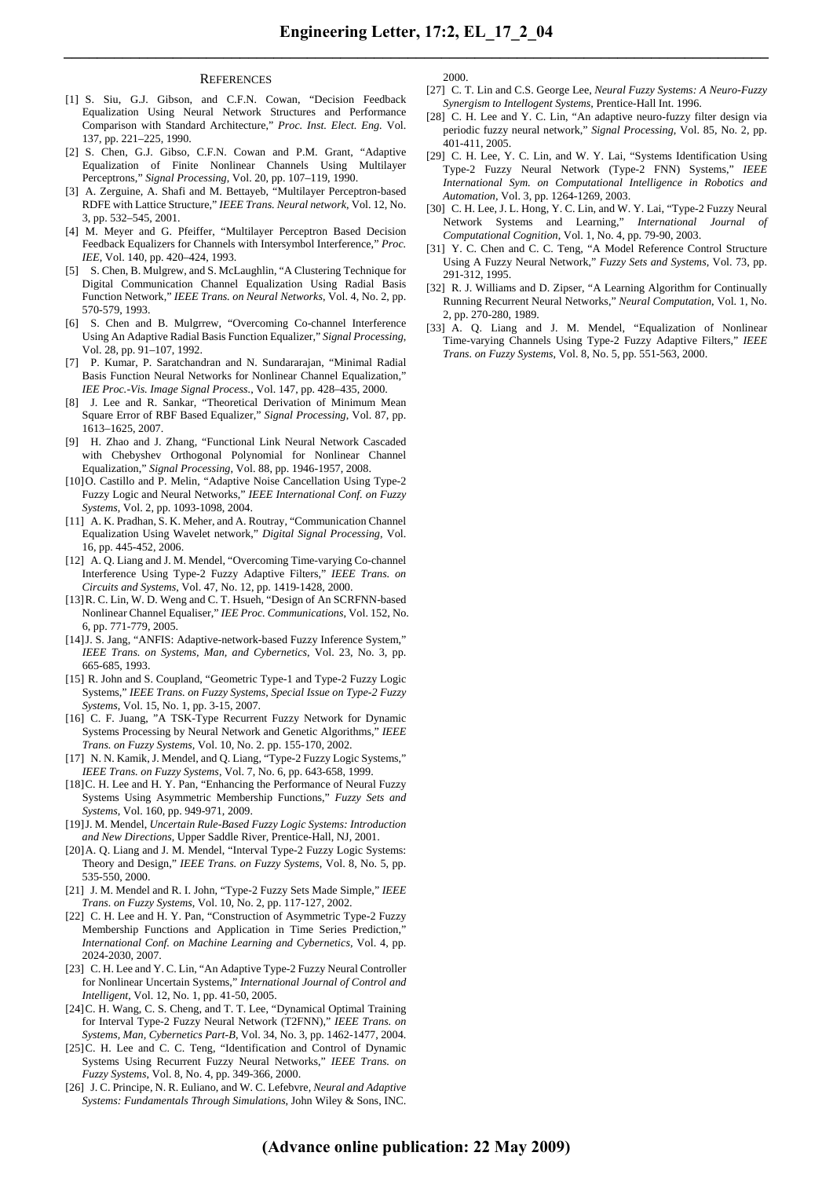## References

[1] S. Siu, G.J. Gibson, and C.F.N. Cowan, "Decision Feedback Equalization Using Neural Network Structures and Performance Comparison with Standard Architecture," *Proc. Inst. Elect. Eng.* Vol. 137, pp. 221–225, 1990.

[2] S. Chen, G.J. Gibso, C.F.N. Cowan and P.M. Grant, "Adaptive Equalization of Finite Nonlinear Channels Using Multilayer Perceptrons," *Signal Processing*, Vol. 20, pp. 107–119, 1990.

[3] A. Zerguine, A. Shafi and M. Bettayeb, "Multilayer Perceptron-based RDFE with Lattice Structure," *IEEE Trans. Neural network*, Vol. 12, No. 3, pp. 532–545, 2001.

[4] M. Meyer and G. Pfeiffer, "Multilayer Perceptron Based Decision Feedback Equalizers for Channels with Intersymbol Interference," *Proc. IEE*, Vol. 140, pp. 420–424, 1993.

[5] S. Chen, B. Mulgrew, and S. McLaughlin, "A Clustering Technique for Digital Communication Channel Equalization Using Radial Basis Function Network," *IEEE Trans. on Neural Networks*, Vol. 4, No. 2, pp. 570-579, 1993.

[6] S. Chen and B. Mulgrrew, "Overcoming Co-channel Interference Using An Adaptive Radial Basis Function Equalizer," *Signal Processing*, Vol. 28, pp. 91–107, 1992.

[7] P. Kumar, P. Saratchandran and N. Sundararajan, "Minimal Radial Basis Function Neural Networks for Nonlinear Channel Equalization," *IEE Proc.-Vis. Image Signal Process.*, Vol. 147, pp. 428–435, 2000.

[8] J. Lee and R. Sankar, "Theoretical Derivation of Minimum Mean Square Error of RBF Based Equalizer," *Signal Processing*, Vol. 87, pp. 1613–1625, 2007.

[9] H. Zhao and J. Zhang, "Functional Link Neural Network Cascaded with Chebyshev Orthogonal Polynomial for Nonlinear Channel Equalization," *Signal Processing*, Vol. 88, pp. 1946-1957, 2008.

[10] O. Castillo and P. Melin, "Adaptive Noise Cancellation Using Type-2 Fuzzy Logic and Neural Networks," *IEEE International Conf. on Fuzzy Systems*, Vol. 2, pp. 1093-1098, 2004.

[11] A. K. Pradhan, S. K. Meher, and A. Routray, "Communication Channel Equalization Using Wavelet network," *Digital Signal Processing*, Vol. 16, pp. 445-452, 2006.

[12] A. Q. Liang and J. M. Mendel, "Overcoming Time-varying Co-channel Interference Using Type-2 Fuzzy Adaptive Filters," *IEEE Trans. on Circuits and Systems*, Vol. 47, No. 12, pp. 1419-1428, 2000.

[13] R. C. Lin, W. D. Weng and C. T. Hsueh, "Design of An SCRFNN-based Nonlinear Channel Equaliser," *IEE Proc. Communications*, Vol. 152, No. 6, pp. 771-779, 2005.

[14] J. S. Jang, "ANFIS: Adaptive-network-based Fuzzy Inference System," *IEEE Trans. on Systems, Man, and Cybernetics*, Vol. 23, No. 3, pp. 665-685, 1993.

[15] R. John and S. Coupland, "Geometric Type-1 and Type-2 Fuzzy Logic Systems," *IEEE Trans. on Fuzzy Systems, Special Issue on Type-2 Fuzzy Systems*, Vol. 15, No. 1, pp. 3-15, 2007.

[16] C. F. Juang, "A TSK-Type Recurrent Fuzzy Network for Dynamic Systems Processing by Neural Network and Genetic Algorithms," *IEEE Trans. on Fuzzy Systems*, Vol. 10, No. 2. pp. 155-170, 2002.

[17] N. N. Kamik, J. Mendel, and Q. Liang, "Type-2 Fuzzy Logic Systems," *IEEE Trans. on Fuzzy Systems*, Vol. 7, No. 6, pp. 643-658, 1999.

[18] C. H. Lee and H. Y. Pan, "Enhancing the Performance of Neural Fuzzy Systems Using Asymmetric Membership Functions," *Fuzzy Sets and Systems*, Vol. 160, pp. 949-971, 2009.

[19] J. M. Mendel, *Uncertain Rule-Based Fuzzy Logic Systems: Introduction and New Directions*, Upper Saddle River, Prentice-Hall, NJ, 2001.

[20] A. Q. Liang and J. M. Mendel, "Interval Type-2 Fuzzy Logic Systems: Theory and Design," *IEEE Trans. on Fuzzy Systems*, Vol. 8, No. 5, pp. 535-550, 2000.

[21] J. M. Mendel and R. I. John, "Type-2 Fuzzy Sets Made Simple," *IEEE Trans. on Fuzzy Systems*, Vol. 10, No. 2, pp. 117-127, 2002.

[22] C. H. Lee and H. Y. Pan, "Construction of Asymmetric Type-2 Fuzzy Membership Functions and Application in Time Series Prediction," *International Conf. on Machine Learning and Cybernetics*, Vol. 4, pp. 2024-2030, 2007.

[23] C. H. Lee and Y. C. Lin, "An Adaptive Type-2 Fuzzy Neural Controller for Nonlinear Uncertain Systems," *International Journal of Control and Intelligent*, Vol. 12, No. 1, pp. 41-50, 2005.

[24] C. H. Wang, C. S. Cheng, and T. T. Lee, "Dynamical Optimal Training for Interval Type-2 Fuzzy Neural Network (T2FNN)," *IEEE Trans. on Systems, Man, Cybernetics Part-B*, Vol. 34, No. 3, pp. 1462-1477, 2004.

[25] C. H. Lee and C. C. Teng, "Identification and Control of Dynamic Systems Using Recurrent Fuzzy Neural Networks," *IEEE Trans. on Fuzzy Systems*, Vol. 8, No. 4, pp. 349-366, 2000.

[26] J. C. Principe, N. R. Euliano, and W. C. Lefebvre, *Neural and Adaptive Systems: Fundamentals Through Simulations*, John Wiley & Sons, INC. 2000.

[27] C. T. Lin and C.S. George Lee, *Neural Fuzzy Systems: A Neuro-Fuzzy Synergism to Intellogent Systems*, Prentice-Hall Int. 1996.

[28] C. H. Lee and Y. C. Lin, "An adaptive neuro-fuzzy filter design via periodic fuzzy neural network," *Signal Processing*, Vol. 85, No. 2, pp. 401-411, 2005.

[29] C. H. Lee, Y. C. Lin, and W. Y. Lai, "Systems Identification Using Type-2 Fuzzy Neural Network (Type-2 FNN) Systems," *IEEE International Sym. on Computational Intelligence in Robotics and Automation*, Vol. 3, pp. 1264-1269, 2003.

[30] C. H. Lee, J. L. Hong, Y. C. Lin, and W. Y. Lai, "Type-2 Fuzzy Neural Network Systems and Learning," *International Journal of Computational Cognition*, Vol. 1, No. 4, pp. 79-90, 2003.

[31] Y. C. Chen and C. C. Teng, "A Model Reference Control Structure Using A Fuzzy Neural Network," *Fuzzy Sets and Systems*, Vol. 73, pp. 291-312, 1995.

[32] R. J. Williams and D. Zipser, "A Learning Algorithm for Continually Running Recurrent Neural Networks," *Neural Computation*, Vol. 1, No. 2, pp. 270-280, 1989.

[33] A. Q. Liang and J. M. Mendel, "Equalization of Nonlinear Time-varying Channels Using Type-2 Fuzzy Adaptive Filters," *IEEE Trans. on Fuzzy Systems*, Vol. 8, No. 5, pp. 551-563, 2000.